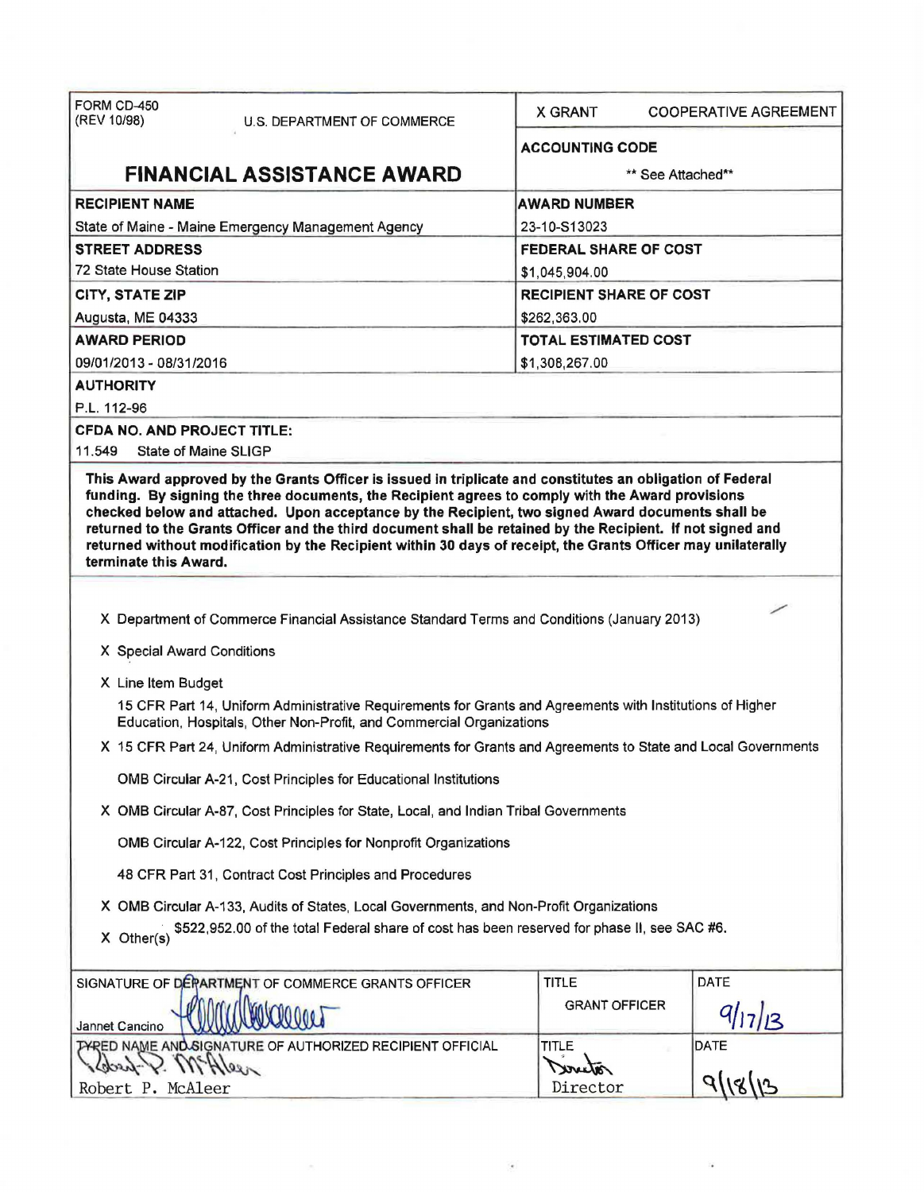| FORM CD-450 (REV 10/98) U.S. DEPARTMENT OF COMMERCE | X GRANT COOPERATIVE AGREEMENT |
| --- | --- |
| **FINANCIAL ASSISTANCE AWARD** | **ACCOUNTING CODE** ** See Attached** |
| **RECIPIENT NAME** State of Maine - Maine Emergency Management Agency | **AWARD NUMBER** 23-10-S13023 |
| **STREET ADDRESS** 72 State House Station | **FEDERAL SHARE OF COST** $1,045,904.00 |
| **CITY, STATE ZIP** Augusta, ME 04333 | **RECIPIENT SHARE OF COST** $262,363.00 |
| **AWARD PERIOD** 09/01/2013 - 08/31/2016 | **TOTAL ESTIMATED COST** $1,308,267.00 |

**AUTHORITY**

P.L. 112-96

**CFDA NO. AND PROJECT TITLE:**

11.549 State of Maine SLIGP

**This Award approved by the Grants Officer is issued in triplicate and constitutes an obligation of Federal funding. By signing the three documents, the Recipient agrees to comply with the Award provisions checked below and attached. Upon acceptance by the Recipient, two signed Award documents shall be returned to the Grants Officer and the third document shall be retained by the Recipient. If not signed and returned without modification by the Recipient within 30 days of receipt, the Grants Officer may unilaterally terminate this Award.**

X Department of Commerce Financial Assistance Standard Terms and Conditions (January 2013)

X Special Award Conditions

X Line Item Budget

15 CFR Part 14, Uniform Administrative Requirements for Grants and Agreements with Institutions of Higher Education, Hospitals, Other Non-Profit, and Commercial Organizations

X 15 CFR Part 24, Uniform Administrative Requirements for Grants and Agreements to State and Local Governments

OMB Circular A-21, Cost Principles for Educational Institutions

X OMB Circular A-87, Cost Principles for State, Local, and Indian Tribal Governments

OMB Circular A-122, Cost Principles for Nonprofit Organizations

48 CFR Part 31, Contract Cost Principles and Procedures

X OMB Circular A-133, Audits of States, Local Governments, and Non-Profit Organizations

X Other(s) $522,952.00 of the total Federal share of cost has been reserved for phase II, see SAC #6.

| SIGNATURE OF DEPARTMENT OF COMMERCE GRANTS OFFICER | TITLE | DATE |
| --- | --- | --- |
| Jannet Cancino | GRANT OFFICER | 9/17/13 |
| TYPED NAME AND SIGNATURE OF AUTHORIZED RECIPIENT OFFICIAL | TITLE | DATE |
| Robert P. McAleer | Director | 9/18/13 |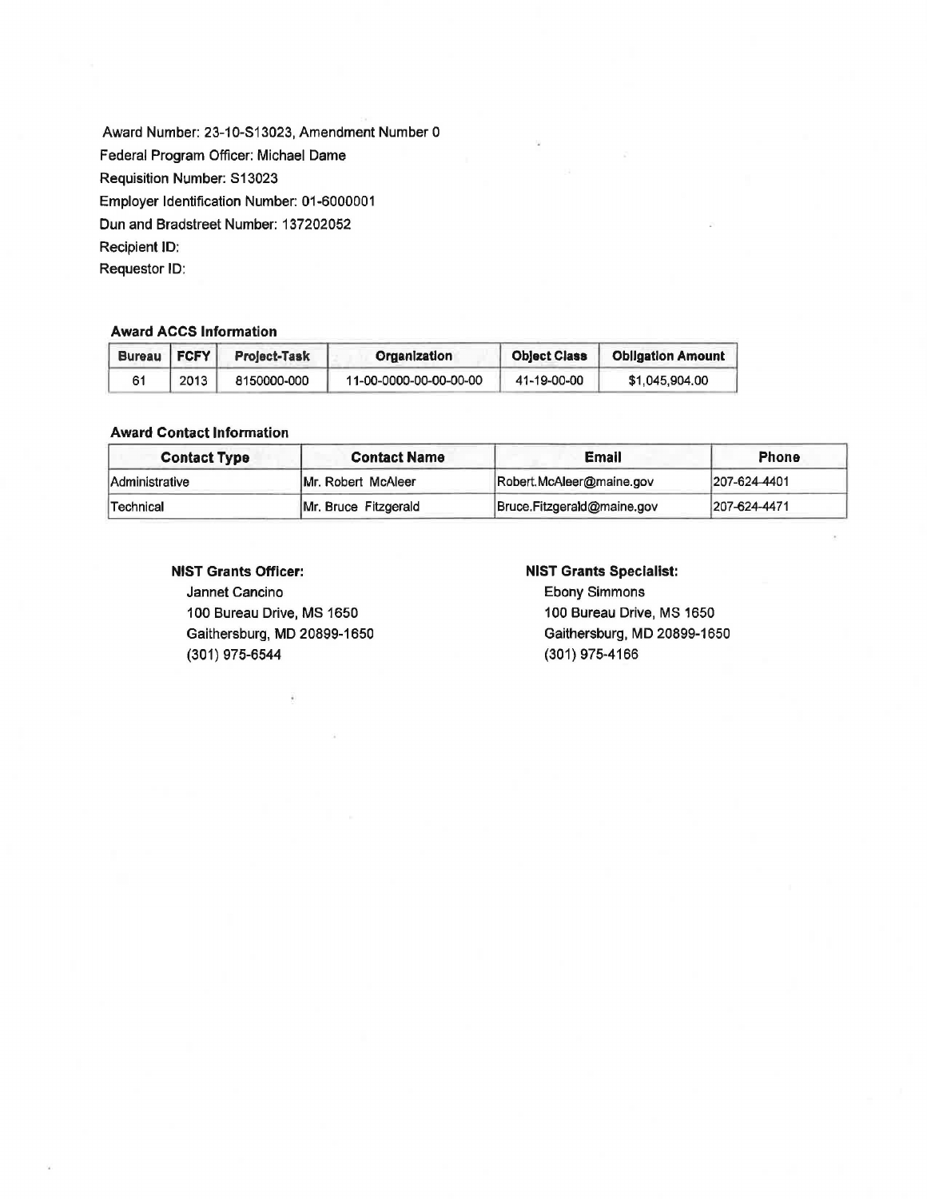Award Number: 23-10-S13023, Amendment Number 0

Federal Program Officer: Michael Dame

Requisition Number: S13023

Employer Identification Number: 01-6000001

Dun and Bradstreet Number: 137202052

Recipient ID:

Requestor ID:

**Award ACCS Information**

| Bureau | FCFY | Project-Task | Organization | Object Class | Obligation Amount |
|---|---|---|---|---|---|
| 61 | 2013 | 8150000-000 | 11-00-0000-00-00-00-00 | 41-19-00-00 | $1,045,904.00 |

**Award Contact Information**

| Contact Type | Contact Name | Email | Phone |
|---|---|---|---|
| Administrative | Mr. Robert McAleer | Robert.McAleer@maine.gov | 207-624-4401 |
| Technical | Mr. Bruce Fitzgerald | Bruce.Fitzgerald@maine.gov | 207-624-4471 |

**NIST Grants Officer:**

Jannet Cancino
100 Bureau Drive, MS 1650
Gaithersburg, MD 20899-1650
(301) 975-6544

**NIST Grants Specialist:**

Ebony Simmons
100 Bureau Drive, MS 1650
Gaithersburg, MD 20899-1650
(301) 975-4166